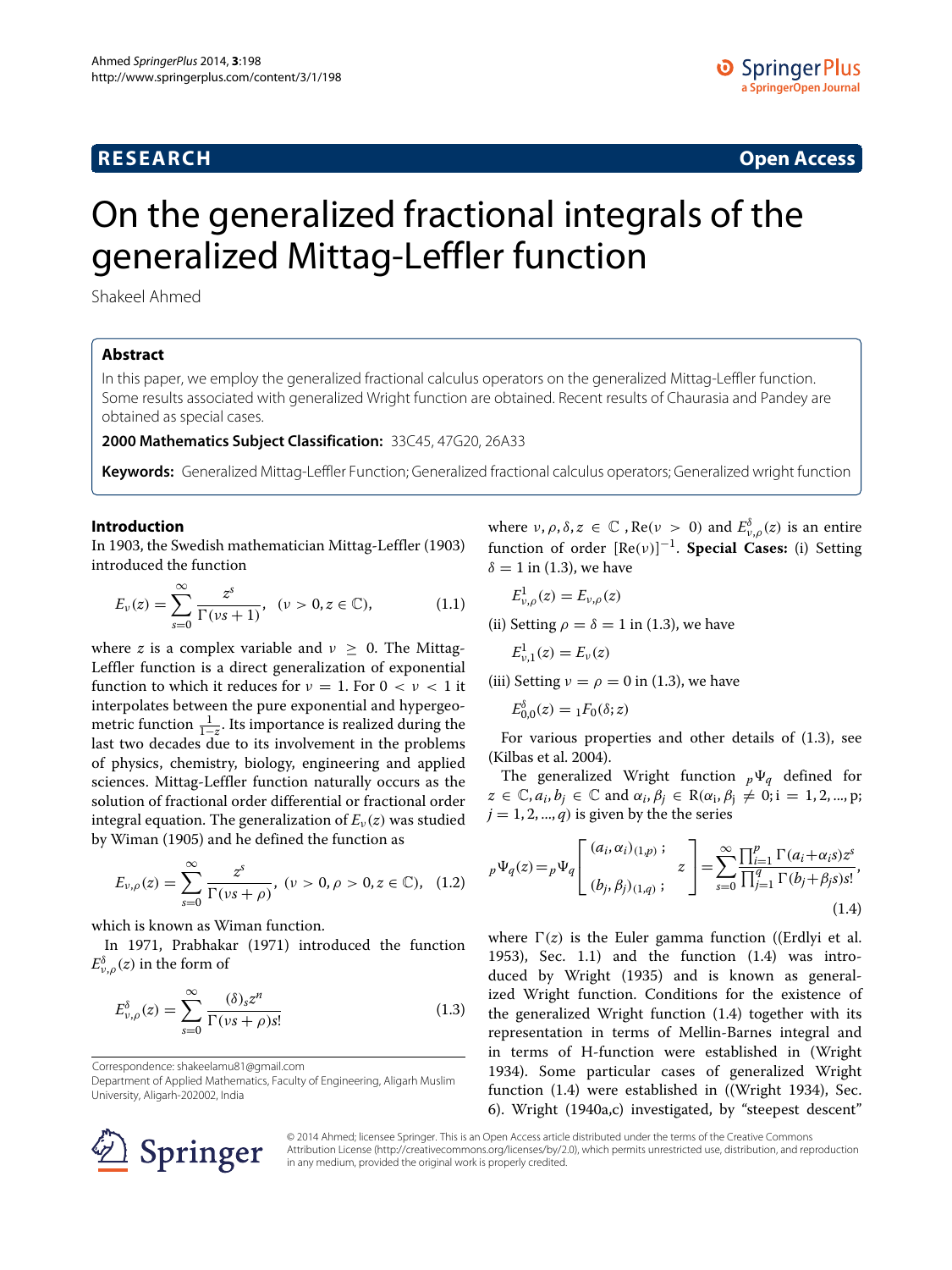**RESEARCH** **Open Access**

# On the generalized fractional integrals of the generalized Mittag-Leffler function

Shakeel Ahmed

## Abstract

In this paper, we employ the generalized fractional calculus operators on the generalized Mittag-Leffler function. Some results associated with generalized Wright function are obtained. Recent results of Chaurasia and Pandey are obtained as special cases.

**2000 Mathematics Subject Classification:** 33C45, 47G20, 26A33

**Keywords:** Generalized Mittag-Leffler Function; Generalized fractional calculus operators; Generalized wright function

## Introduction

In 1903, the Swedish mathematician Mittag-Leffler (1903) introduced the function

$$E_\nu(z) = \sum_{s=0}^{\infty} \frac{z^s}{\Gamma(\nu s + 1)}, \quad (\nu > 0, z \in \mathbb{C}), \tag{1.1}$$

where $z$ is a complex variable and $\nu \geq 0$. The Mittag-Leffler function is a direct generalization of exponential function to which it reduces for $\nu = 1$. For $0 < \nu < 1$ it interpolates between the pure exponential and hypergeometric function $\frac{1}{1-z}$. Its importance is realized during the last two decades due to its involvement in the problems of physics, chemistry, biology, engineering and applied sciences. Mittag-Leffler function naturally occurs as the solution of fractional order differential or fractional order integral equation. The generalization of $E_\nu(z)$ was studied by Wiman (1905) and he defined the function as

$$E_{\nu,\rho}(z) = \sum_{s=0}^{\infty} \frac{z^s}{\Gamma(\nu s + \rho)}, \ (\nu > 0, \rho > 0, z \in \mathbb{C}), \tag{1.2}$$

which is known as Wiman function.

In 1971, Prabhakar (1971) introduced the function $E_{\nu,\rho}^{\delta}(z)$ in the form of

$$E_{\nu,\rho}^{\delta}(z) = \sum_{s=0}^{\infty} \frac{(\delta)_s z^n}{\Gamma(\nu s + \rho) s!} \tag{1.3}$$

where $\nu, \rho, \delta, z \in \mathbb{C}$ , Re$(\nu > 0)$ and $E_{\nu,\rho}^{\delta}(z)$ is an entire function of order $[\text{Re}(\nu)]^{-1}$. **Special Cases:** (i) Setting $\delta = 1$ in (1.3), we have

$$E_{\nu,\rho}^{1}(z) = E_{\nu,\rho}(z)$$

(ii) Setting $\rho = \delta = 1$ in (1.3), we have

$$E_{\nu,1}^{1}(z) = E_{\nu}(z)$$

(iii) Setting $\nu = \rho = 0$ in (1.3), we have

$$E_{0,0}^{\delta}(z) = {}_1F_0(\delta; z)$$

For various properties and other details of (1.3), see (Kilbas et al. 2004).

The generalized Wright function ${}_p\Psi_q$ defined for $z \in \mathbb{C}, a_i, b_j \in \mathbb{C}$ and $\alpha_i, \beta_j \in \mathbb{R}(\alpha_i, \beta_j \neq 0; i = 1, 2, ..., p;$ $j = 1, 2, ..., q)$ is given by the the series

$${}_p\Psi_q(z) = {}_p\Psi_q \left[ \begin{matrix} (a_i, \alpha_i)_{(1,p)} \, ; \\ \\ (b_j, \beta_j)_{(1,q)} \, ; \end{matrix} \quad z \right] = \sum_{s=0}^{\infty} \frac{\prod_{i=1}^{p} \Gamma(a_i + \alpha_i s) z^s}{\prod_{j=1}^{q} \Gamma(b_j + \beta_j s) s!}, \tag{1.4}$$

where $\Gamma(z)$ is the Euler gamma function ((Erdlyi et al. 1953), Sec. 1.1) and the function (1.4) was introduced by Wright (1935) and is known as generalized Wright function. Conditions for the existence of the generalized Wright function (1.4) together with its representation in terms of Mellin-Barnes integral and in terms of H-function were established in (Wright 1934). Some particular cases of generalized Wright function (1.4) were established in ((Wright 1934), Sec. 6). Wright (1940a,c) investigated, by "steepest descent"

Correspondence: shakeelamu81@gmail.com
Department of Applied Mathematics, Faculty of Engineering, Aligarh Muslim University, Aligarh-202002, India

© 2014 Ahmed; licensee Springer. This is an Open Access article distributed under the terms of the Creative Commons Attribution License (http://creativecommons.org/licenses/by/2.0), which permits unrestricted use, distribution, and reproduction in any medium, provided the original work is properly credited.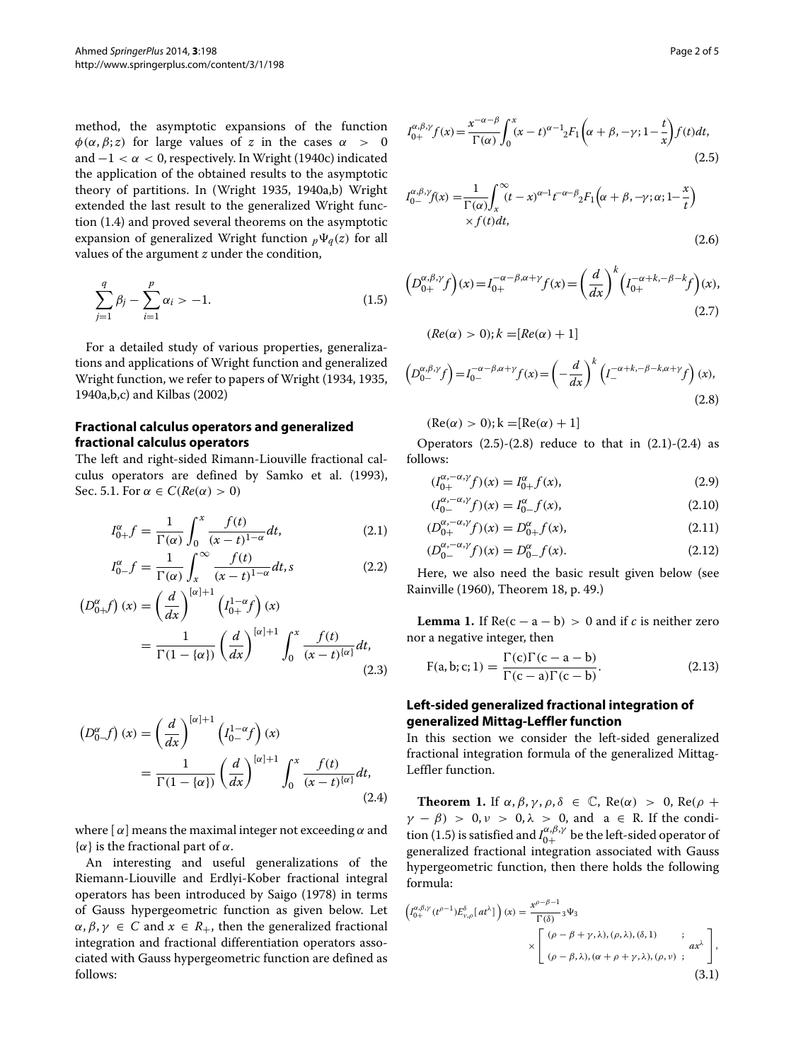method, the asymptotic expansions of the function $\phi(\alpha, \beta; z)$ for large values of $z$ in the cases $\alpha > 0$ and $-1 < \alpha < 0$, respectively. In Wright (1940c) indicated the application of the obtained results to the asymptotic theory of partitions. In (Wright 1935, 1940a,b) Wright extended the last result to the generalized Wright function (1.4) and proved several theorems on the asymptotic expansion of generalized Wright function ${}_p\Psi_q(z)$ for all values of the argument $z$ under the condition,

$$\sum_{j=1}^{q} \beta_j - \sum_{i=1}^{p} \alpha_i > -1. \tag{1.5}$$

For a detailed study of various properties, generalizations and applications of Wright function and generalized Wright function, we refer to papers of Wright (1934, 1935, 1940a,b,c) and Kilbas (2002)

## Fractional calculus operators and generalized fractional calculus operators

The left and right-sided Rimann-Liouville fractional calculus operators are defined by Samko et al. (1993), Sec. 5.1. For $\alpha \in C(Re(\alpha) > 0)$

$$I_{0+}^{\alpha} f = \frac{1}{\Gamma(\alpha)} \int_0^x \frac{f(t)}{(x-t)^{1-\alpha}} dt, \tag{2.1}$$

$$I_{0-}^{\alpha} f = \frac{1}{\Gamma(\alpha)} \int_x^\infty \frac{f(t)}{(x-t)^{1-\alpha}} dt, s \tag{2.2}$$

$$\left(D_{0+}^{\alpha} f\right)(x) = \left(\frac{d}{dx}\right)^{[\alpha]+1} \left(I_{0+}^{1-\alpha} f\right)(x) = \frac{1}{\Gamma(1-\{\alpha\})} \left(\frac{d}{dx}\right)^{[\alpha]+1} \int_0^x \frac{f(t)}{(x-t)^{\{\alpha\}}} dt, \tag{2.3}$$

$$\left(D_{0-}^{\alpha} f\right)(x) = \left(\frac{d}{dx}\right)^{[\alpha]+1} \left(I_{0-}^{1-\alpha} f\right)(x) = \frac{1}{\Gamma(1-\{\alpha\})} \left(\frac{d}{dx}\right)^{[\alpha]+1} \int_0^x \frac{f(t)}{(x-t)^{\{\alpha\}}} dt, \tag{2.4}$$

where $[\alpha]$ means the maximal integer not exceeding $\alpha$ and $\{\alpha\}$ is the fractional part of $\alpha$.

An interesting and useful generalizations of the Riemann-Liouville and Erdlyi-Kober fractional integral operators has been introduced by Saigo (1978) in terms of Gauss hypergeometric function as given below. Let $\alpha, \beta, \gamma \in C$ and $x \in R_+$, then the generalized fractional integration and fractional differentiation operators associated with Gauss hypergeometric function are defined as follows:

$$I_{0+}^{\alpha,\beta,\gamma} f(x) = \frac{x^{-\alpha-\beta}}{\Gamma(\alpha)} \int_0^x (x-t)^{\alpha-1} {}_2F_1\left(\alpha+\beta, -\gamma; 1-\frac{t}{x}\right) f(t) dt, \tag{2.5}$$

$$I_{0-}^{\alpha,\beta,\gamma} f(x) = \frac{1}{\Gamma(\alpha)} \int_x^\infty (t-x)^{\alpha-1} t^{-\alpha-\beta} {}_2F_1\left(\alpha+\beta, -\gamma; \alpha; 1-\frac{x}{t}\right) \times f(t) dt, \tag{2.6}$$

$$\left(D_{0+}^{\alpha,\beta,\gamma} f\right)(x) = I_{0+}^{-\alpha-\beta,\alpha+\gamma} f(x) = \left(\frac{d}{dx}\right)^k \left(I_{0+}^{-\alpha+k,-\beta-k} f\right)(x), \tag{2.7}$$

$(Re(\alpha) > 0); k = [Re(\alpha) + 1]$

$$\left(D_{0-}^{\alpha,\beta,\gamma} f\right) = I_{0-}^{-\alpha-\beta,\alpha+\gamma} f(x) = \left(-\frac{d}{dx}\right)^k \left(I_{-}^{-\alpha+k,-\beta-k,\alpha+\gamma} f\right)(x), \tag{2.8}$$

$(\mathrm{Re}(\alpha) > 0); \mathrm{k} = [\mathrm{Re}(\alpha) + 1]$

Operators (2.5)-(2.8) reduce to that in (2.1)-(2.4) as follows:

$$(I_{0+}^{\alpha,-\alpha,\gamma} f)(x) = I_{0+}^{\alpha} f(x), \tag{2.9}$$

$$(I_{0-}^{\alpha,-\alpha,\gamma} f)(x) = I_{0-}^{\alpha} f(x), \tag{2.10}$$

$$(D_{0+}^{\alpha,-\alpha,\gamma} f)(x) = D_{0+}^{\alpha} f(x), \tag{2.11}$$

$$(D_{0-}^{\alpha,-\alpha,\gamma} f)(x) = D_{0-}^{\alpha} f(x). \tag{2.12}$$

Here, we also need the basic result given below (see Rainville (1960), Theorem 18, p. 49.)

**Lemma 1.** If $\mathrm{Re(c - a - b)} > 0$ and if $c$ is neither zero nor a negative integer, then

$$\mathrm{F(a, b; c; 1)} = \frac{\Gamma(\mathrm{c})\Gamma(\mathrm{c-a-b})}{\Gamma(\mathrm{c-a})\Gamma(\mathrm{c-b})}. \tag{2.13}$$

## Left-sided generalized fractional integration of generalized Mittag-Leffler function

In this section we consider the left-sided generalized fractional integration formula of the generalized Mittag-Leffler function.

**Theorem 1.** If $\alpha, \beta, \gamma, \rho, \delta \in \mathbb{C}$, $\mathrm{Re}(\alpha) > 0$, $\mathrm{Re}(\rho + \gamma - \beta) > 0, \nu > 0, \lambda > 0$, and $a \in \mathrm{R}$. If the condition (1.5) is satisfied and $I_{0+}^{\alpha,\beta,\gamma}$ be the left-sided operator of generalized fractional integration associated with Gauss hypergeometric function, then there holds the following formula:

$$\left(I_{0+}^{\alpha,\beta,\gamma}(t^{\rho-1}) E_{\nu,\rho}^{\delta}[at^{\lambda}]\right)(x) = \frac{x^{\rho-\beta-1}}{\Gamma(\delta)} {}_3\Psi_3 \times \left[\begin{array}{cc} (\rho-\beta+\gamma,\lambda),(\rho,\lambda),(\delta,1) & ; \\ & ax^{\lambda} \\ (\rho-\beta,\lambda),(\alpha+\rho+\gamma,\lambda),(\rho,\nu) & ; \end{array}\right], \tag{3.1}$$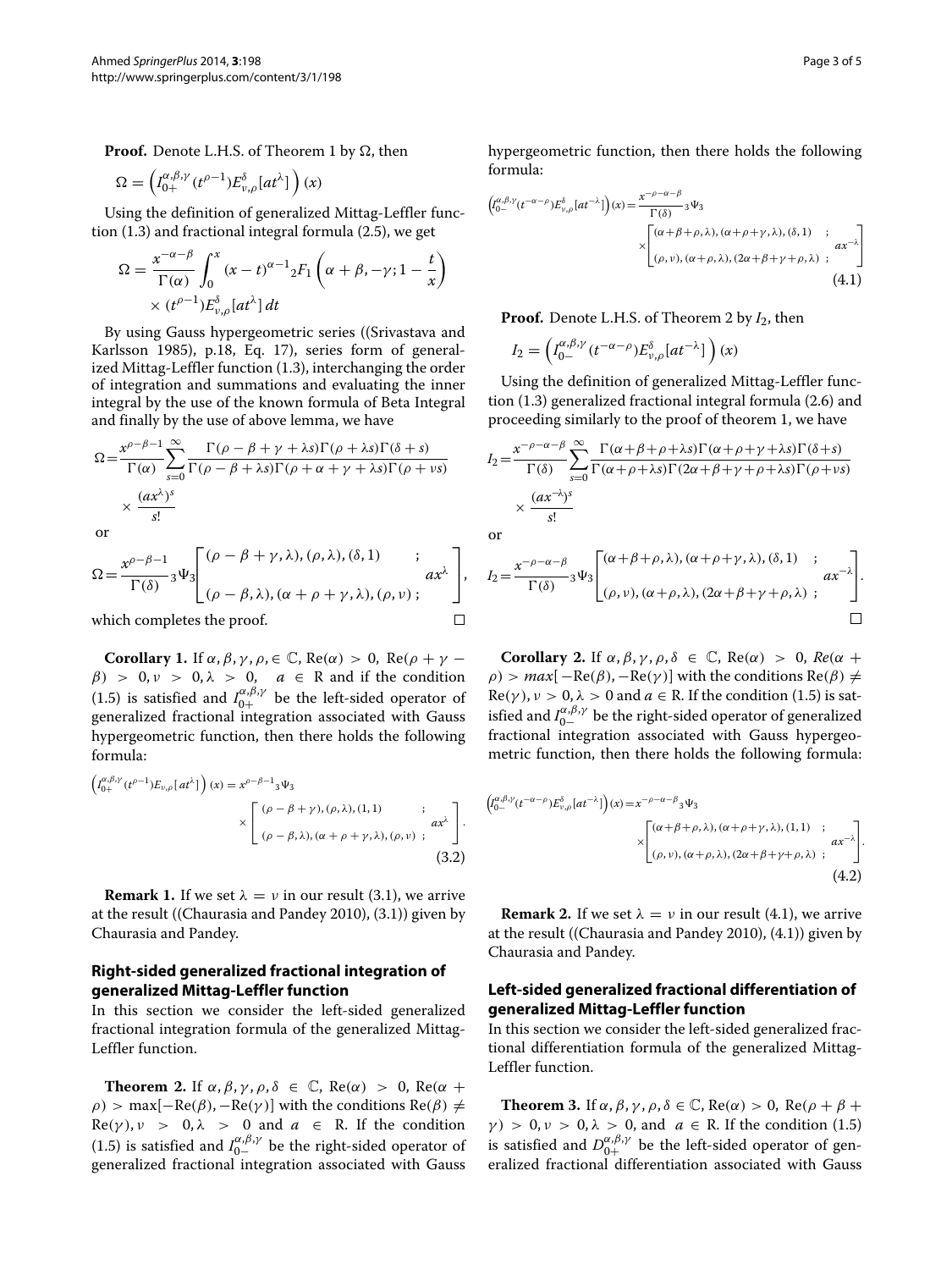**Proof.** Denote L.H.S. of Theorem 1 by $\Omega$, then

$$\Omega = \left(I_{0+}^{\alpha,\beta,\gamma}(t^{\rho-1})E_{\nu,\rho}^{\delta}[at^{\lambda}]\right)(x)$$

Using the definition of generalized Mittag-Leffler function (1.3) and fractional integral formula (2.5), we get

$$\Omega = \frac{x^{-\alpha-\beta}}{\Gamma(\alpha)}\int_0^x (x-t)^{\alpha-1}{}_2F_1\left(\alpha+\beta,-\gamma;1-\frac{t}{x}\right) \times (t^{\rho-1})E_{\nu,\rho}^{\delta}[at^{\lambda}]\,dt$$

By using Gauss hypergeometric series ((Srivastava and Karlsson 1985), p.18, Eq. 17), series form of generalized Mittag-Leffler function (1.3), interchanging the order of integration and summations and evaluating the inner integral by the use of the known formula of Beta Integral and finally by the use of above lemma, we have

$$\Omega = \frac{x^{\rho-\beta-1}}{\Gamma(\alpha)}\sum_{s=0}^{\infty}\frac{\Gamma(\rho-\beta+\gamma+\lambda s)\Gamma(\rho+\lambda s)\Gamma(\delta+s)}{\Gamma(\rho-\beta+\lambda s)\Gamma(\rho+\alpha+\gamma+\lambda s)\Gamma(\rho+\nu s)} \times \frac{(ax^{\lambda})^s}{s!}$$

or

$$\Omega = \frac{x^{\rho-\beta-1}}{\Gamma(\delta)}{}_3\Psi_3\left[\begin{matrix}(\rho-\beta+\gamma,\lambda),(\rho,\lambda),(\delta,1) & ; \\ & ax^{\lambda} \\ (\rho-\beta,\lambda),(\alpha+\rho+\gamma,\lambda),(\rho,\nu) & ;\end{matrix}\right],$$

which completes the proof. □

**Corollary 1.** If $\alpha,\beta,\gamma,\rho, \in \mathbb{C}$, $\mathrm{Re}(\alpha) > 0$, $\mathrm{Re}(\rho+\gamma-\beta) > 0, \nu > 0, \lambda > 0$, $a \in \mathrm{R}$ and if the condition (1.5) is satisfied and $I_{0+}^{\alpha,\beta,\gamma}$ be the left-sided operator of generalized fractional integration associated with Gauss hypergeometric function, then there holds the following formula:

$$\left(I_{0+}^{\alpha,\beta,\gamma}(t^{\rho-1})E_{\nu,\rho}[at^{\lambda}]\right)(x) = x^{\rho-\beta-1}{}_3\Psi_3 \times \left[\begin{matrix}(\rho-\beta+\gamma),(\rho,\lambda),(1,1) & ; \\ & ax^{\lambda} \\ (\rho-\beta,\lambda),(\alpha+\rho+\gamma,\lambda),(\rho,\nu) & ;\end{matrix}\right]. \tag{3.2}$$

**Remark 1.** If we set $\lambda = \nu$ in our result (3.1), we arrive at the result ((Chaurasia and Pandey 2010), (3.1)) given by Chaurasia and Pandey.

## Right-sided generalized fractional integration of generalized Mittag-Leffler function

In this section we consider the left-sided generalized fractional integration formula of the generalized Mittag-Leffler function.

**Theorem 2.** If $\alpha,\beta,\gamma,\rho,\delta \in \mathbb{C}$, $\mathrm{Re}(\alpha) > 0$, $\mathrm{Re}(\alpha+\rho) > \max[-\mathrm{Re}(\beta),-\mathrm{Re}(\gamma)]$ with the conditions $\mathrm{Re}(\beta) \neq \mathrm{Re}(\gamma), \nu > 0, \lambda > 0$ and $a \in \mathrm{R}$. If the condition (1.5) is satisfied and $I_{0-}^{\alpha,\beta,\gamma}$ be the right-sided operator of generalized fractional integration associated with Gauss hypergeometric function, then there holds the following formula:

$$\left(I_{0-}^{\alpha,\beta,\gamma}(t^{-\alpha-\rho})E_{\nu,\rho}^{\delta}[at^{-\lambda}]\right)(x) = \frac{x^{-\rho-\alpha-\beta}}{\Gamma(\delta)}{}_3\Psi_3 \times \left[\begin{matrix}(\alpha+\beta+\rho,\lambda),(\alpha+\rho+\gamma,\lambda),(\delta,1) & ; \\ & ax^{-\lambda} \\ (\rho,\nu),(\alpha+\rho,\lambda),(2\alpha+\beta+\gamma+\rho,\lambda) & ;\end{matrix}\right] \tag{4.1}$$

**Proof.** Denote L.H.S. of Theorem 2 by $I_2$, then

$$I_2 = \left(I_{0-}^{\alpha,\beta,\gamma}(t^{-\alpha-\rho})E_{\nu,\rho}^{\delta}[at^{-\lambda}]\right)(x)$$

Using the definition of generalized Mittag-Leffler function (1.3) generalized fractional integral formula (2.6) and proceeding similarly to the proof of theorem 1, we have

$$I_2 = \frac{x^{-\rho-\alpha-\beta}}{\Gamma(\delta)}\sum_{s=0}^{\infty}\frac{\Gamma(\alpha+\beta+\rho+\lambda s)\Gamma(\alpha+\rho+\gamma+\lambda s)\Gamma(\delta+s)}{\Gamma(\alpha+\rho+\lambda s)\Gamma(2\alpha+\beta+\gamma+\rho+\lambda s)\Gamma(\rho+\nu s)} \times \frac{(ax^{-\lambda})^s}{s!}$$

or

$$I_2 = \frac{x^{-\rho-\alpha-\beta}}{\Gamma(\delta)}{}_3\Psi_3\left[\begin{matrix}(\alpha+\beta+\rho,\lambda),(\alpha+\rho+\gamma,\lambda),(\delta,1) & ; \\ & ax^{-\lambda} \\ (\rho,\nu),(\alpha+\rho,\lambda),(2\alpha+\beta+\gamma+\rho,\lambda) & ;\end{matrix}\right].$$

□

**Corollary 2.** If $\alpha,\beta,\gamma,\rho,\delta \in \mathbb{C}$, $\mathrm{Re}(\alpha) > 0$, $Re(\alpha+\rho) > max[-\mathrm{Re}(\beta),-\mathrm{Re}(\gamma)]$ with the conditions $\mathrm{Re}(\beta) \neq \mathrm{Re}(\gamma), \nu > 0, \lambda > 0$ and $a \in \mathrm{R}$. If the condition (1.5) is satisfied and $I_{0-}^{\alpha,\beta,\gamma}$ be the right-sided operator of generalized fractional integration associated with Gauss hypergeometric function, then there holds the following formula:

$$\left(I_{0-}^{\alpha,\beta,\gamma}(t^{-\alpha-\rho})E_{\nu,\rho}^{\delta}[at^{-\lambda}]\right)(x) = x^{-\rho-\alpha-\beta}{}_3\Psi_3 \times \left[\begin{matrix}(\alpha+\beta+\rho,\lambda),(\alpha+\rho+\gamma,\lambda),(1,1) & ; \\ & ax^{-\lambda} \\ (\rho,\nu),(\alpha+\rho,\lambda),(2\alpha+\beta+\gamma+\rho,\lambda) & ;\end{matrix}\right]. \tag{4.2}$$

**Remark 2.** If we set $\lambda = \nu$ in our result (4.1), we arrive at the result ((Chaurasia and Pandey 2010), (4.1)) given by Chaurasia and Pandey.

## Left-sided generalized fractional differentiation of generalized Mittag-Leffler function

In this section we consider the left-sided generalized fractional differentiation formula of the generalized Mittag-Leffler function.

**Theorem 3.** If $\alpha,\beta,\gamma,\rho,\delta \in \mathbb{C}$, $\mathrm{Re}(\alpha) > 0$, $\mathrm{Re}(\rho+\beta+\gamma) > 0, \nu > 0, \lambda > 0$, and $a \in \mathrm{R}$. If the condition (1.5) is satisfied and $D_{0+}^{\alpha,\beta,\gamma}$ be the left-sided operator of generalized fractional differentiation associated with Gauss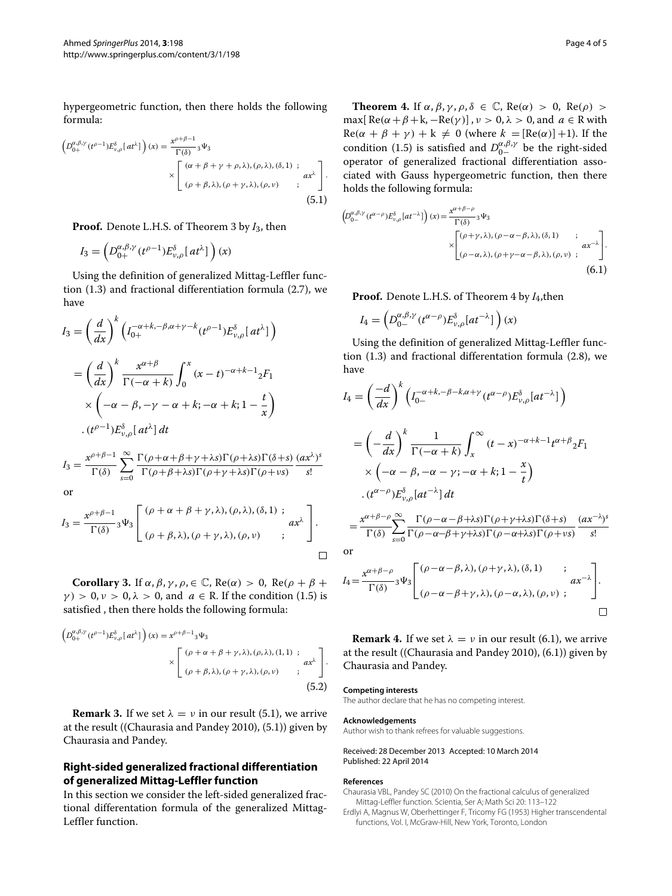hypergeometric function, then there holds the following formula:

$$\left(D_{0+}^{\alpha,\beta,\gamma}(t^{\rho-1})E_{\nu,\rho}^{\delta}[at^{\lambda}]\right)(x) = \frac{x^{\rho+\beta-1}}{\Gamma(\delta)}{}_3\Psi_3 \times \left[\begin{array}{ll} (\alpha+\beta+\gamma+\rho,\lambda),(\rho,\lambda),(\delta,1) \; ; & \\ & ax^{\lambda} \\ (\rho+\beta,\lambda),(\rho+\gamma,\lambda),(\rho,\nu) \; ; & \end{array}\right]. \tag{5.1}$$

**Proof.** Denote L.H.S. of Theorem 3 by $I_3$, then

$$I_3 = \left(D_{0+}^{\alpha,\beta,\gamma}(t^{\rho-1})E_{\nu,\rho}^{\delta}[at^{\lambda}]\right)(x)$$

Using the definition of generalized Mittag-Leffler function (1.3) and fractional differentiation formula (2.7), we have

$$I_3 = \left(\frac{d}{dx}\right)^k \left(I_{0+}^{-\alpha+k,-\beta,\alpha+\gamma-k}(t^{\rho-1})E_{\nu,\rho}^{\delta}[at^{\lambda}]\right)$$

$$= \left(\frac{d}{dx}\right)^k \frac{x^{\alpha+\beta}}{\Gamma(-\alpha+k)}\int_0^x (x-t)^{-\alpha+k-1}{}_2F_1 \times \left(-\alpha-\beta,-\gamma-\alpha+k;-\alpha+k;1-\frac{t}{x}\right) .\,(t^{\rho-1})E_{\nu,\rho}^{\delta}[at^{\lambda}]\,dt$$

$$I_3 = \frac{x^{\rho+\beta-1}}{\Gamma(\delta)}\sum_{s=0}^{\infty}\frac{\Gamma(\rho+\alpha+\beta+\gamma+\lambda s)\Gamma(\rho+\lambda s)\Gamma(\delta+s)}{\Gamma(\rho+\beta+\lambda s)\Gamma(\rho+\gamma+\lambda s)\Gamma(\rho+\nu s)}\frac{(ax^{\lambda})^s}{s!}$$

or

$$I_3 = \frac{x^{\rho+\beta-1}}{\Gamma(\delta)}{}_3\Psi_3\left[\begin{array}{ll} (\rho+\alpha+\beta+\gamma,\lambda),(\rho,\lambda),(\delta,1) \; ; & \\ & ax^{\lambda} \\ (\rho+\beta,\lambda),(\rho+\gamma,\lambda),(\rho,\nu) \; ; & \end{array}\right].$$

□

**Corollary 3.** If $\alpha,\beta,\gamma,\rho,\in\mathbb{C}$, $\mathrm{Re}(\alpha)>0$, $\mathrm{Re}(\rho+\beta+\gamma)>0, \nu>0, \lambda>0$, and $a\in\mathrm{R}$. If the condition (1.5) is satisfied , then there holds the following formula:

$$\left(D_{0+}^{\alpha,\beta,\gamma}(t^{\rho-1})E_{\nu,\rho}^{\delta}[at^{\lambda}]\right)(x) = x^{\rho+\beta-1}{}_3\Psi_3 \times \left[\begin{array}{ll} (\rho+\alpha+\beta+\gamma,\lambda),(\rho,\lambda),(1,1) \; ; & \\ & ax^{\lambda} \\ (\rho+\beta,\lambda),(\rho+\gamma,\lambda),(\rho,\nu) \; ; & \end{array}\right]. \tag{5.2}$$

**Remark 3.** If we set $\lambda=\nu$ in our result (5.1), we arrive at the result ((Chaurasia and Pandey 2010), (5.1)) given by Chaurasia and Pandey.

## Right-sided generalized fractional differentiation of generalized Mittag-Leffler function

In this section we consider the left-sided generalized fractional differentation formula of the generalized Mittag-Leffler function.

**Theorem 4.** If $\alpha,\beta,\gamma,\rho,\delta\in\mathbb{C}$, $\mathrm{Re}(\alpha)>0$, $\mathrm{Re}(\rho)>\max[\,\mathrm{Re}(\alpha+\beta+\mathrm{k},-\mathrm{Re}(\gamma)]\,,\nu>0,\lambda>0$, and $a\in\mathrm{R}$ with $\mathrm{Re}(\alpha+\beta+\gamma)+\mathrm{k}\neq 0$ (where $k=[\mathrm{Re}(\alpha)]+1$). If the condition (1.5) is satisfied and $D_{0-}^{\alpha,\beta,\gamma}$ be the right-sided operator of generalized fractional differentiation associated with Gauss hypergeometric function, then there holds the following formula:

$$\left(D_{0-}^{\alpha,\beta,\gamma}(t^{\alpha-\rho})E_{\nu,\rho}^{\delta}[at^{-\lambda}]\right)(x) = \frac{x^{\alpha+\beta-\rho}}{\Gamma(\delta)}{}_3\Psi_3 \times \left[\begin{array}{ll} (\rho+\gamma,\lambda),(\rho-\alpha-\beta,\lambda),(\delta,1) \; ; & \\ & ax^{-\lambda} \\ (\rho-\alpha,\lambda),(\rho+\gamma-\alpha-\beta,\lambda),(\rho,\nu) \; ; & \end{array}\right]. \tag{6.1}$$

**Proof.** Denote L.H.S. of Theorem 4 by $I_4$,then

$$I_4 = \left(D_{0-}^{\alpha,\beta,\gamma}(t^{\alpha-\rho})E_{\nu,\rho}^{\delta}[at^{-\lambda}]\right)(x)$$

Using the definition of generalized Mittag-Leffler function (1.3) and fractional differentation formula (2.8), we have

$$I_4 = \left(\frac{-d}{dx}\right)^k \left(I_{0-}^{-\alpha+k,-\beta-k,\alpha+\gamma}(t^{\alpha-\rho})E_{\nu,\rho}^{\delta}[at^{-\lambda}]\right)$$

$$= \left(-\frac{d}{dx}\right)^k \frac{1}{\Gamma(-\alpha+k)}\int_x^{\infty}(t-x)^{-\alpha+k-1}t^{\alpha+\beta}{}_2F_1 \times \left(-\alpha-\beta,-\alpha-\gamma;-\alpha+k;1-\frac{x}{t}\right) .\,(t^{\alpha-\rho})E_{\nu,\rho}^{\delta}[at^{-\lambda}]\,dt$$

$$= \frac{x^{\alpha+\beta-\rho}}{\Gamma(\delta)}\sum_{s=0}^{\infty}\frac{\Gamma(\rho-\alpha-\beta+\lambda s)\Gamma(\rho+\gamma+\lambda s)\Gamma(\delta+s)}{\Gamma(\rho-\alpha-\beta+\gamma+\lambda s)\Gamma(\rho-\alpha+\lambda s)\Gamma(\rho+\nu s)}\frac{(ax^{-\lambda})^s}{s!}$$

or

$$I_4 = \frac{x^{\alpha+\beta-\rho}}{\Gamma(\delta)}{}_3\Psi_3\left[\begin{array}{ll} (\rho-\alpha-\beta,\lambda),(\rho+\gamma,\lambda),(\delta,1) \; ; & \\ & ax^{-\lambda} \\ (\rho-\alpha-\beta+\gamma,\lambda),(\rho-\alpha,\lambda),(\rho,\nu) \; ; & \end{array}\right].$$

□

**Remark 4.** If we set $\lambda=\nu$ in our result (6.1), we arrive at the result ((Chaurasia and Pandey 2010), (6.1)) given by Chaurasia and Pandey.

#### Competing interests

The author declare that he has no competing interest.

#### Acknowledgements

Author wish to thank refrees for valuable suggestions.

Received: 28 December 2013 Accepted: 10 March 2014
Published: 22 April 2014

#### References

Chaurasia VBL, Pandey SC (2010) On the fractional calculus of generalized Mittag-Leffler function. Scientia, Ser A; Math Sci 20: 113–122

Erdlyi A, Magnus W, Oberhettinger F, Tricomy FG (1953) Higher transcendental functions, Vol. I, McGraw-Hill, New York, Toronto, London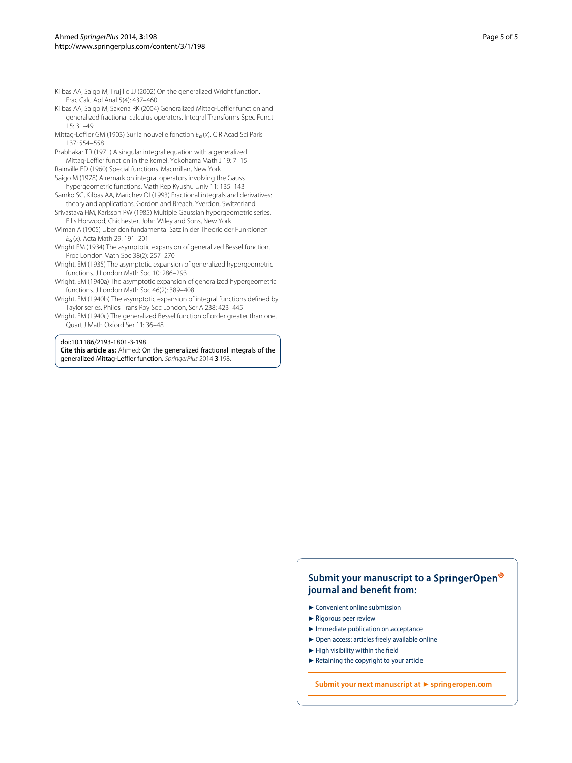Kilbas AA, Saigo M, Trujillo JJ (2002) On the generalized Wright function. Frac Calc Apl Anal 5(4): 437–460

Kilbas AA, Saigo M, Saxena RK (2004) Generalized Mittag-Leffler function and generalized fractional calculus operators. Integral Transforms Spec Funct 15: 31–49

Mittag-Leffler GM (1903) Sur la nouvelle fonction $E_\alpha(x)$. C R Acad Sci Paris 137: 554–558

Prabhakar TR (1971) A singular integral equation with a generalized Mittag-Leffler function in the kernel. Yokohama Math J 19: 7–15

Rainville ED (1960) Special functions. Macmillan, New York

Saigo M (1978) A remark on integral operators involving the Gauss hypergeometric functions. Math Rep Kyushu Univ 11: 135–143

Samko SG, Kilbas AA, Marichev OI (1993) Fractional integrals and derivatives: theory and applications. Gordon and Breach, Yverdon, Switzerland

Srivastava HM, Karlsson PW (1985) Multiple Gaussian hypergeometric series. Ellis Horwood, Chichester. John Wiley and Sons, New York

Wiman A (1905) Uber den fundamental Satz in der Theorie der Funktionen $E_\alpha(x)$. Acta Math 29: 191–201

Wright EM (1934) The asymptotic expansion of generalized Bessel function. Proc London Math Soc 38(2): 257–270

Wright, EM (1935) The asymptotic expansion of generalized hypergeometric functions. J London Math Soc 10: 286–293

Wright, EM (1940a) The asymptotic expansion of generalized hypergeometric functions. J London Math Soc 46(2): 389–408

Wright, EM (1940b) The asymptotic expansion of integral functions defined by Taylor series. Philos Trans Roy Soc London, Ser A 238: 423–445

Wright, EM (1940c) The generalized Bessel function of order greater than one. Quart J Math Oxford Ser 11: 36–48

doi:10.1186/2193-1801-3-198

**Cite this article as:** Ahmed: On the generalized fractional integrals of the generalized Mittag-Leffler function. *SpringerPlus* 2014 **3**:198.

**Submit your manuscript to a SpringerOpen journal and benefit from:**

- ► Convenient online submission
- ► Rigorous peer review
- ► Immediate publication on acceptance
- ► Open access: articles freely available online
- ► High visibility within the field
- ► Retaining the copyright to your article

**Submit your next manuscript at ► springeropen.com**